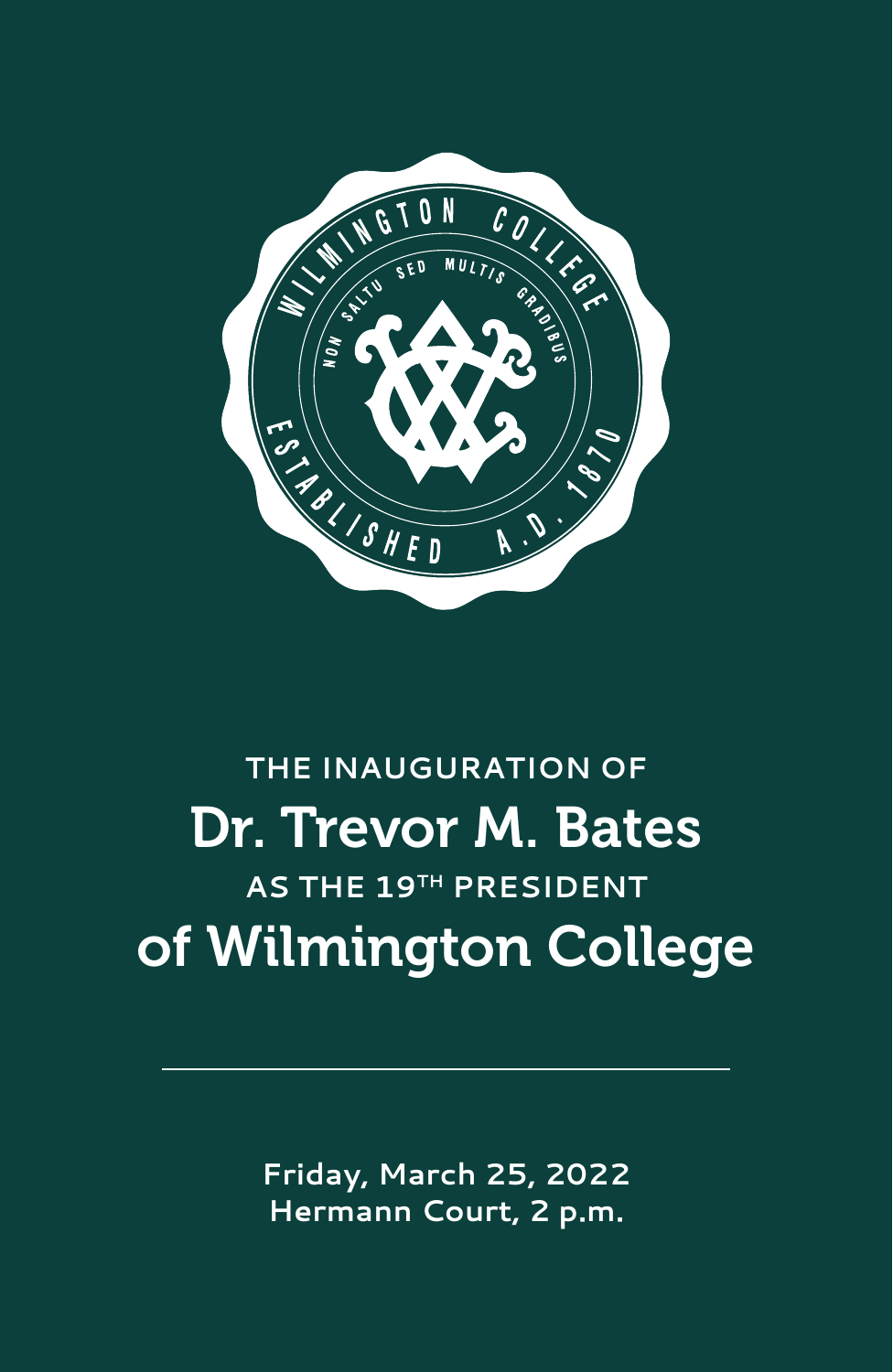WILMINGTON COLLEGE

NON SALTU SED MULTIS GRADIBUS

ESTABLISHED A.D. 1870

THE INAUGURATION OF

# Dr. Trevor M. Bates

AS THE 19TH PRESIDENT

# of Wilmington College

---

Friday, March 25, 2022
Hermann Court, 2 p.m.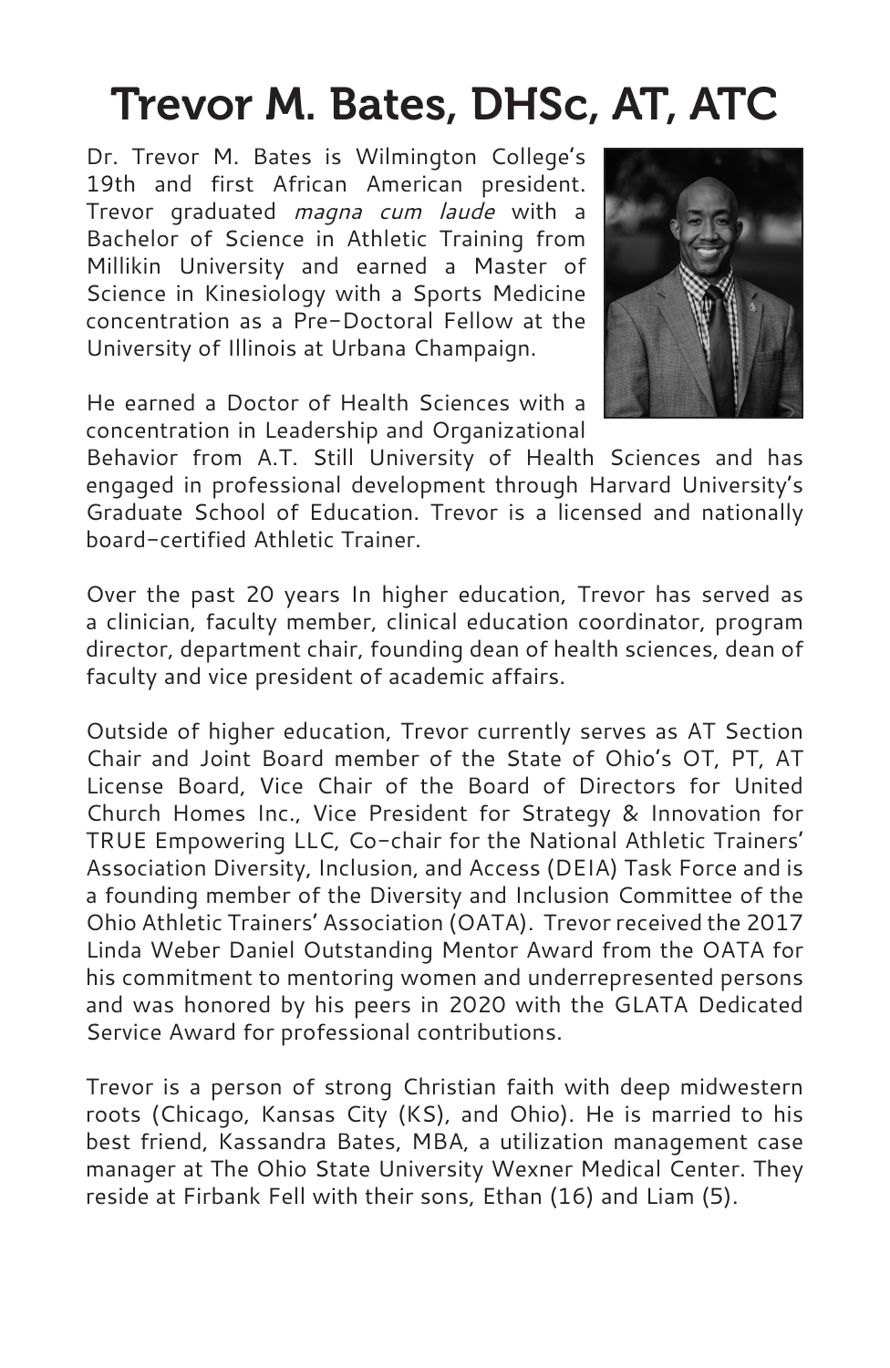# Trevor M. Bates, DHSc, AT, ATC

Dr. Trevor M. Bates is Wilmington College's 19th and first African American president. Trevor graduated *magna cum laude* with a Bachelor of Science in Athletic Training from Millikin University and earned a Master of Science in Kinesiology with a Sports Medicine concentration as a Pre-Doctoral Fellow at the University of Illinois at Urbana Champaign.

He earned a Doctor of Health Sciences with a concentration in Leadership and Organizational Behavior from A.T. Still University of Health Sciences and has engaged in professional development through Harvard University's Graduate School of Education. Trevor is a licensed and nationally board-certified Athletic Trainer.

Over the past 20 years In higher education, Trevor has served as a clinician, faculty member, clinical education coordinator, program director, department chair, founding dean of health sciences, dean of faculty and vice president of academic affairs.

Outside of higher education, Trevor currently serves as AT Section Chair and Joint Board member of the State of Ohio's OT, PT, AT License Board, Vice Chair of the Board of Directors for United Church Homes Inc., Vice President for Strategy & Innovation for TRUE Empowering LLC, Co-chair for the National Athletic Trainers' Association Diversity, Inclusion, and Access (DEIA) Task Force and is a founding member of the Diversity and Inclusion Committee of the Ohio Athletic Trainers' Association (OATA). Trevor received the 2017 Linda Weber Daniel Outstanding Mentor Award from the OATA for his commitment to mentoring women and underrepresented persons and was honored by his peers in 2020 with the GLATA Dedicated Service Award for professional contributions.

Trevor is a person of strong Christian faith with deep midwestern roots (Chicago, Kansas City (KS), and Ohio). He is married to his best friend, Kassandra Bates, MBA, a utilization management case manager at The Ohio State University Wexner Medical Center. They reside at Firbank Fell with their sons, Ethan (16) and Liam (5).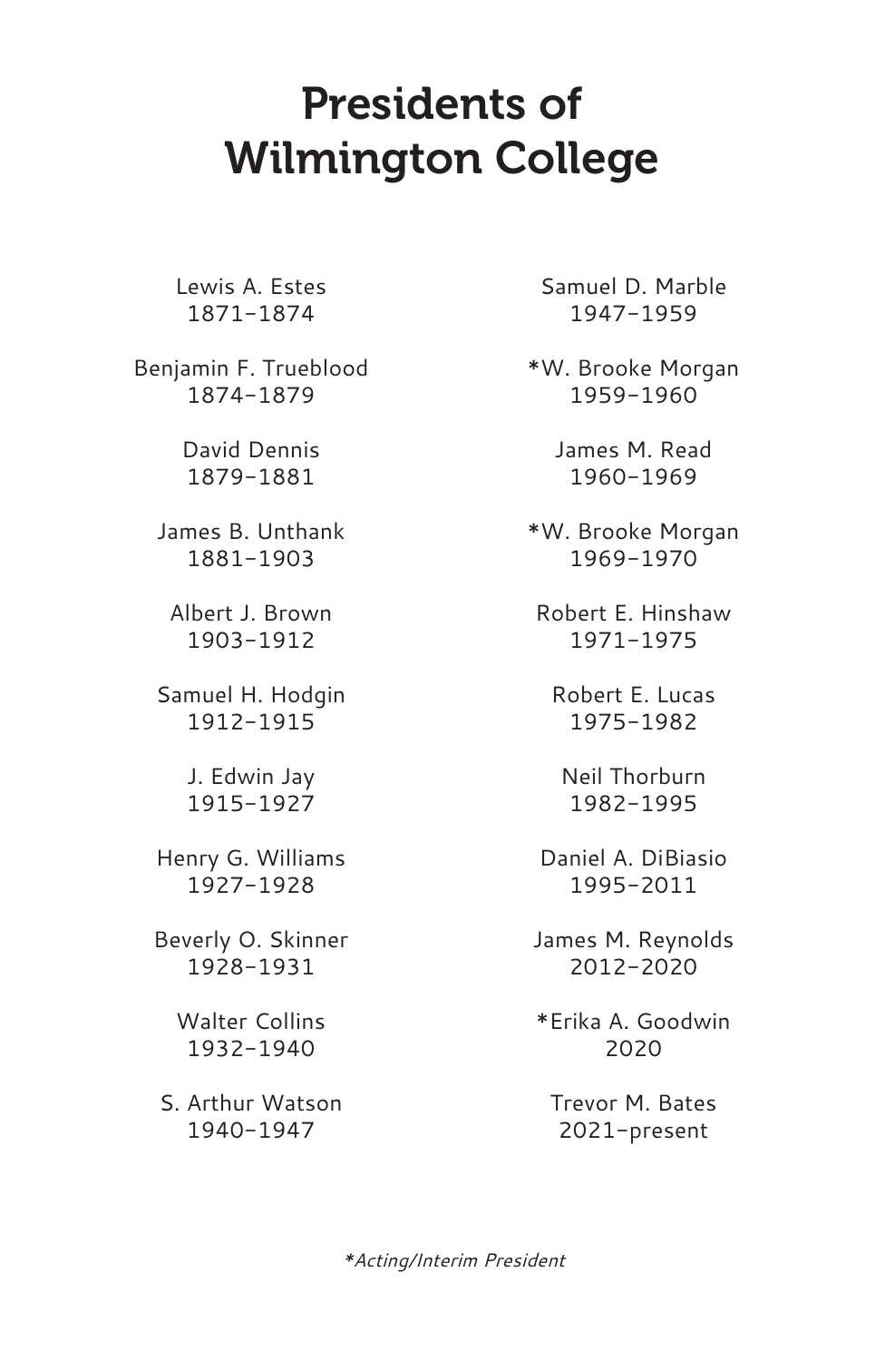# Presents of Wilmington College

Lewis A. Estes
1871–1874

Benjamin F. Trueblood
1874–1879

David Dennis
1879–1881

James B. Unthank
1881–1903

Albert J. Brown
1903–1912

Samuel H. Hodgin
1912–1915

J. Edwin Jay
1915–1927

Henry G. Williams
1927–1928

Beverly O. Skinner
1928–1931

Walter Collins
1932–1940

S. Arthur Watson
1940–1947

Samuel D. Marble
1947–1959

*W. Brooke Morgan
1959–1960

James M. Read
1960–1969

*W. Brooke Morgan
1969–1970

Robert E. Hinshaw
1971–1975

Robert E. Lucas
1975–1982

Neil Thorburn
1982–1995

Daniel A. DiBiasio
1995–2011

James M. Reynolds
2012–2020

*Erika A. Goodwin
2020

Trevor M. Bates
2021–present

*\*Acting/Interim President*

# Presidents of Wilmington College

Lewis A. Estes
1871–1874

Benjamin F. Trueblood
1874–1879

David Dennis
1879–1881

James B. Unthank
1881–1903

Albert J. Brown
1903–1912

Samuel H. Hodgin
1912–1915

J. Edwin Jay
1915–1927

Henry G. Williams
1927–1928

Beverly O. Skinner
1928–1931

Walter Collins
1932–1940

S. Arthur Watson
1940–1947

Samuel D. Marble
1947–1959

*W. Brooke Morgan
1959–1960

James M. Read
1960–1969

*W. Brooke Morgan
1969–1970

Robert E. Hinshaw
1971–1975

Robert E. Lucas
1975–1982

Neil Thorburn
1982–1995

Daniel A. DiBiasio
1995–2011

James M. Reynolds
2012–2020

*Erika A. Goodwin
2020

Trevor M. Bates
2021–present

*Acting/Interim President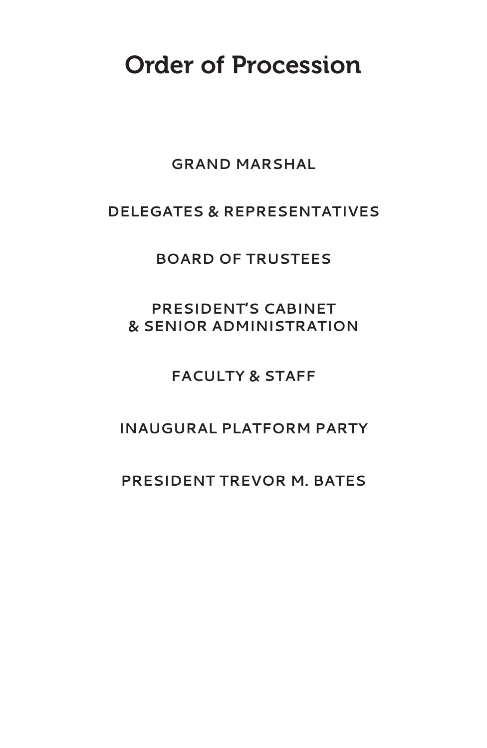# Order of Procession

GRAND MARSHAL

DELEGATES & REPRESENTATIVES

BOARD OF TRUSTEES

PRESIDENT'S CABINET
& SENIOR ADMINISTRATION

FACULTY & STAFF

INAUGURAL PLATFORM PARTY

PRESIDENT TREVOR M. BATES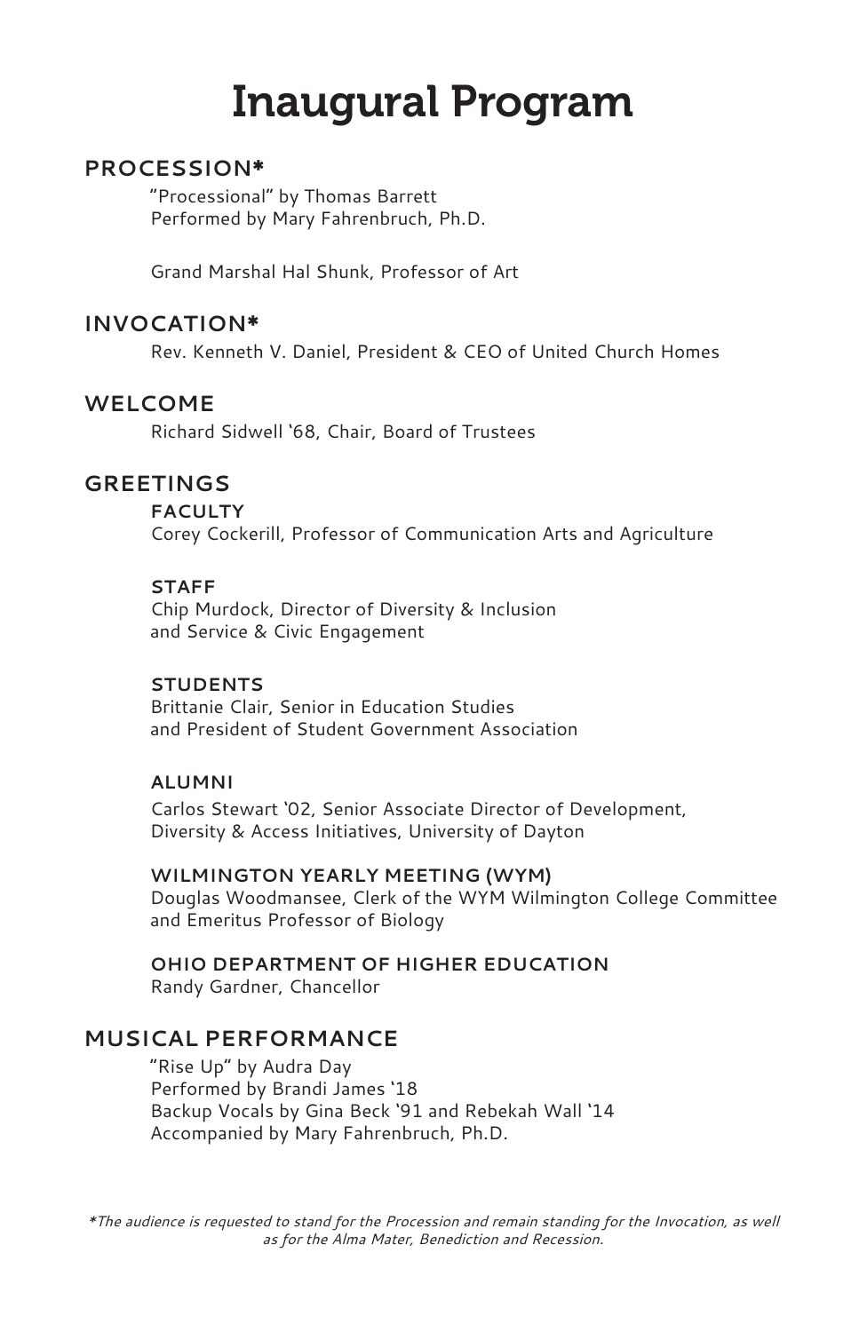# Inaugural Program

## PROCESSION*

"Processional" by Thomas Barrett
Performed by Mary Fahrenbruch, Ph.D.

Grand Marshal Hal Shunk, Professor of Art

## INVOCATION*

Rev. Kenneth V. Daniel, President & CEO of United Church Homes

## WELCOME

Richard Sidwell '68, Chair, Board of Trustees

## GREETINGS

### FACULTY

Corey Cockerill, Professor of Communication Arts and Agriculture

### STAFF

Chip Murdock, Director of Diversity & Inclusion
and Service & Civic Engagement

### STUDENTS

Brittanie Clair, Senior in Education Studies
and President of Student Government Association

### ALUMNI

Carlos Stewart '02, Senior Associate Director of Development,
Diversity & Access Initiatives, University of Dayton

### WILMINGTON YEARLY MEETING (WYM)

Douglas Woodmansee, Clerk of the WYM Wilmington College Committee
and Emeritus Professor of Biology

### OHIO DEPARTMENT OF HIGHER EDUCATION

Randy Gardner, Chancellor

## MUSICAL PERFORMANCE

"Rise Up" by Audra Day
Performed by Brandi James '18
Backup Vocals by Gina Beck '91 and Rebekah Wall '14
Accompanied by Mary Fahrenbruch, Ph.D.

*\*The audience is requested to stand for the Procession and remain standing for the Invocation, as well as for the Alma Mater, Benediction and Recession.*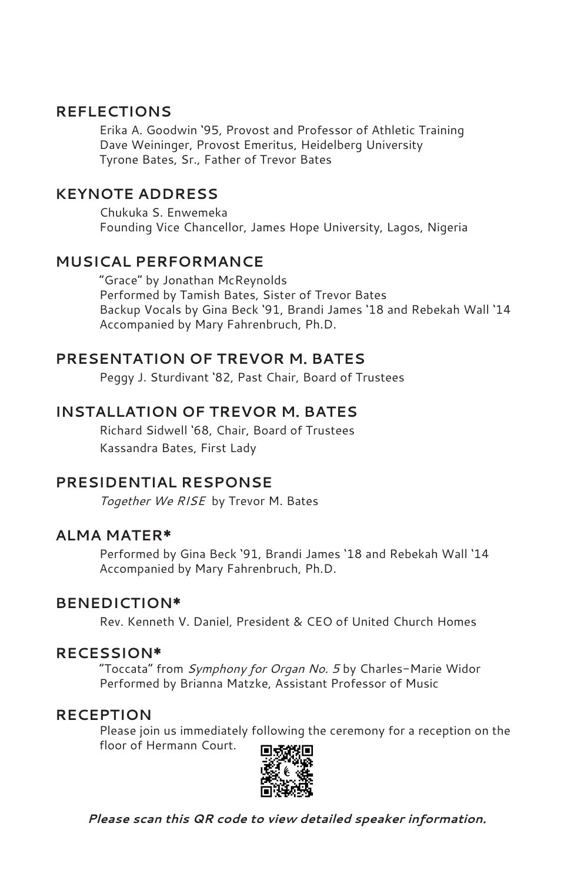## REFLECTIONS

Erika A. Goodwin '95, Provost and Professor of Athletic Training
Dave Weininger, Provost Emeritus, Heidelberg University
Tyrone Bates, Sr., Father of Trevor Bates

## KEYNOTE ADDRESS

Chukuka S. Enwemeka
Founding Vice Chancellor, James Hope University, Lagos, Nigeria

## MUSICAL PERFORMANCE

"Grace" by Jonathan McReynolds
Performed by Tamish Bates, Sister of Trevor Bates
Backup Vocals by Gina Beck '91, Brandi James '18 and Rebekah Wall '14
Accompanied by Mary Fahrenbruch, Ph.D.

## PRESENTATION OF TREVOR M. BATES

Peggy J. Sturdivant '82, Past Chair, Board of Trustees

## INSTALLATION OF TREVOR M. BATES

Richard Sidwell '68, Chair, Board of Trustees
Kassandra Bates, First Lady

## PRESIDENTIAL RESPONSE

*Together We RISE* by Trevor M. Bates

## ALMA MATER*

Performed by Gina Beck '91, Brandi James '18 and Rebekah Wall '14
Accompanied by Mary Fahrenbruch, Ph.D.

## BENEDICTION*

Rev. Kenneth V. Daniel, President & CEO of United Church Homes

## RECESSION*

"Toccata" from *Symphony for Organ No. 5* by Charles-Marie Widor
Performed by Brianna Matzke, Assistant Professor of Music

## RECEPTION

Please join us immediately following the ceremony for a reception on the floor of Hermann Court.

***Please scan this QR code to view detailed speaker information.***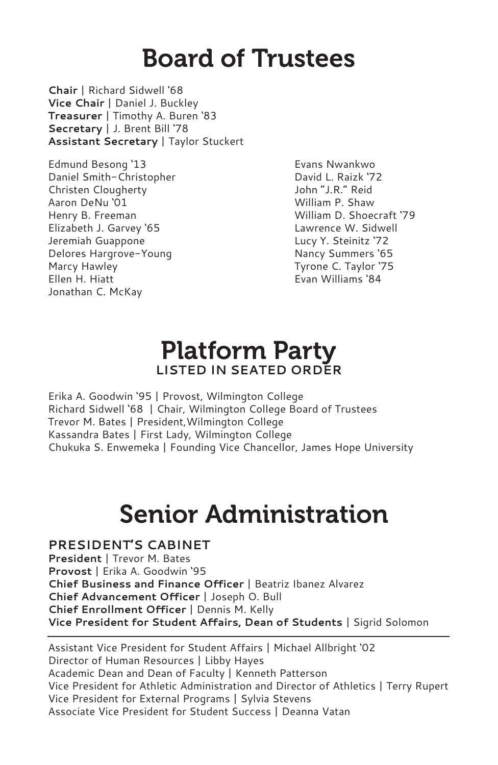# Board of Trustees

**Chair** | Richard Sidwell '68
**Vice Chair** | Daniel J. Buckley
**Treasurer** | Timothy A. Buren '83
**Secretary** | J. Brent Bill '78
**Assistant Secretary** | Taylor Stuckert

Edmund Besong '13
Daniel Smith-Christopher
Christen Clougherty
Aaron DeNu '01
Henry B. Freeman
Elizabeth J. Garvey '65
Jeremiah Guappone
Delores Hargrove-Young
Marcy Hawley
Ellen H. Hiatt
Jonathan C. McKay
Evans Nwankwo
David L. Raizk '72
John "J.R." Reid
William P. Shaw
William D. Shoecraft '79
Lawrence W. Sidwell
Lucy Y. Steinitz '72
Nancy Summers '65
Tyrone C. Taylor '75
Evan Williams '84

# Platform Party

## LISTED IN SEATED ORDER

Erika A. Goodwin '95 | Provost, Wilmington College
Richard Sidwell '68 | Chair, Wilmington College Board of Trustees
Trevor M. Bates | President, Wilmington College
Kassandra Bates | First Lady, Wilmington College
Chukuka S. Enwemeka | Founding Vice Chancellor, James Hope University

# Senior Administration

## PRESIDENT'S CABINET

**President** | Trevor M. Bates
**Provost** | Erika A. Goodwin '95
**Chief Business and Finance Officer** | Beatriz Ibanez Alvarez
**Chief Advancement Officer** | Joseph O. Bull
**Chief Enrollment Officer** | Dennis M. Kelly
**Vice President for Student Affairs, Dean of Students** | Sigrid Solomon

---

Assistant Vice President for Student Affairs | Michael Allbright '02
Director of Human Resources | Libby Hayes
Academic Dean and Dean of Faculty | Kenneth Patterson
Vice President for Athletic Administration and Director of Athletics | Terry Rupert
Vice President for External Programs | Sylvia Stevens
Associate Vice President for Student Success | Deanna Vatan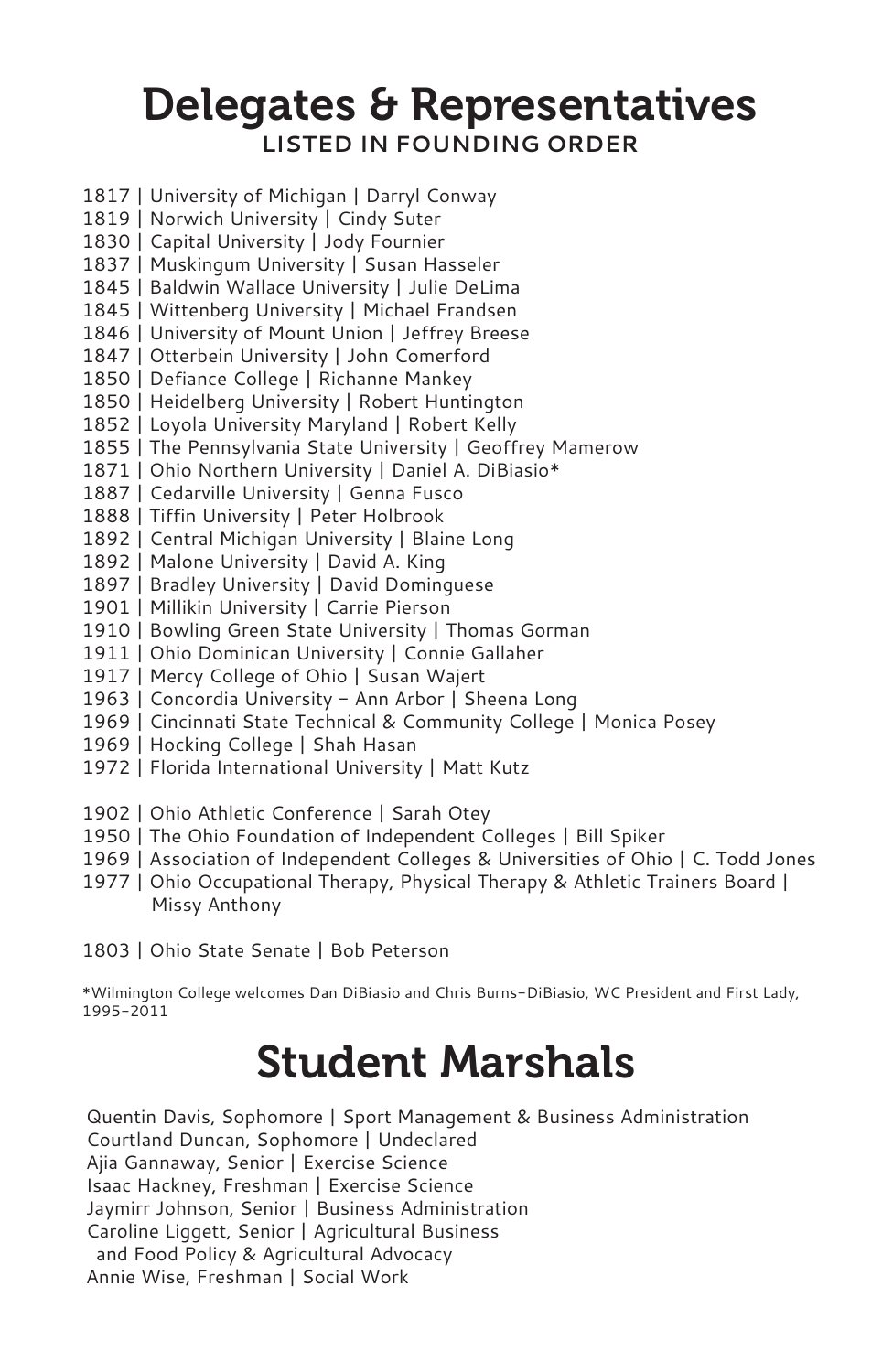# Delegates & Representatives

## LISTED IN FOUNDING ORDER

1817 | University of Michigan | Darryl Conway
1819 | Norwich University | Cindy Suter
1830 | Capital University | Jody Fournier
1837 | Muskingum University | Susan Hasseler
1845 | Baldwin Wallace University | Julie DeLima
1845 | Wittenberg University | Michael Frandsen
1846 | University of Mount Union | Jeffrey Breese
1847 | Otterbein University | John Comerford
1850 | Defiance College | Richanne Mankey
1850 | Heidelberg University | Robert Huntington
1852 | Loyola University Maryland | Robert Kelly
1855 | The Pennsylvania State University | Geoffrey Mamerow
1871 | Ohio Northern University | Daniel A. DiBiasio*
1887 | Cedarville University | Genna Fusco
1888 | Tiffin University | Peter Holbrook
1892 | Central Michigan University | Blaine Long
1892 | Malone University | David A. King
1897 | Bradley University | David Dominguese
1901 | Millikin University | Carrie Pierson
1910 | Bowling Green State University | Thomas Gorman
1911 | Ohio Dominican University | Connie Gallaher
1917 | Mercy College of Ohio | Susan Wajert
1963 | Concordia University – Ann Arbor | Sheena Long
1969 | Cincinnati State Technical & Community College | Monica Posey
1969 | Hocking College | Shah Hasan
1972 | Florida International University | Matt Kutz

1902 | Ohio Athletic Conference | Sarah Otey
1950 | The Ohio Foundation of Independent Colleges | Bill Spiker
1969 | Association of Independent Colleges & Universities of Ohio | C. Todd Jones
1977 | Ohio Occupational Therapy, Physical Therapy & Athletic Trainers Board | Missy Anthony

1803 | Ohio State Senate | Bob Peterson

*Wilmington College welcomes Dan DiBiasio and Chris Burns-DiBiasio, WC President and First Lady, 1995-2011

# Student Marshals

Quentin Davis, Sophomore | Sport Management & Business Administration
Courtland Duncan, Sophomore | Undeclared
Ajia Gannaway, Senior | Exercise Science
Isaac Hackney, Freshman | Exercise Science
Jaymirr Johnson, Senior | Business Administration
Caroline Liggett, Senior | Agricultural Business and Food Policy & Agricultural Advocacy
Annie Wise, Freshman | Social Work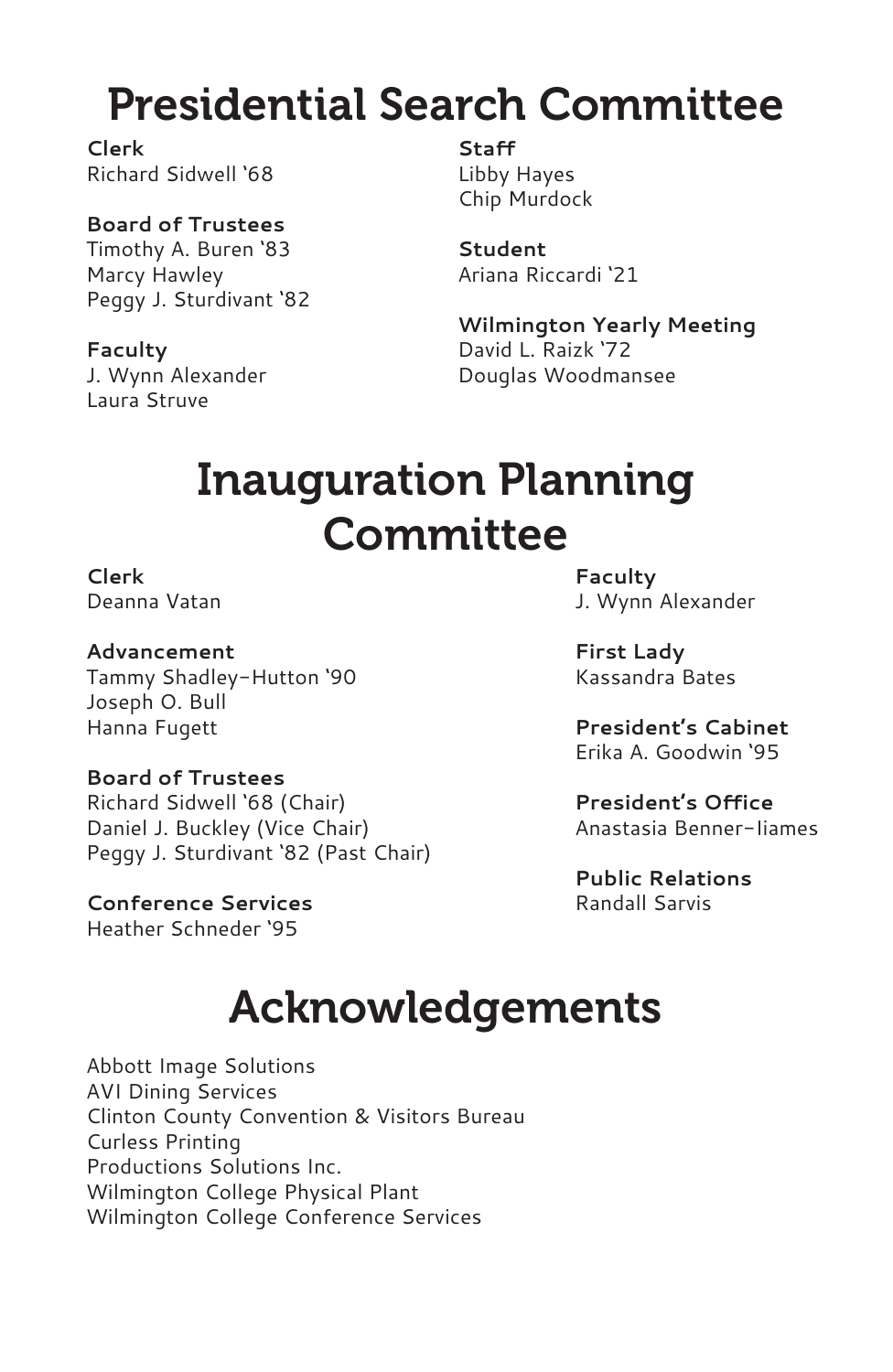# Presidential Search Committee

**Clerk**
Richard Sidwell '68

**Board of Trustees**
Timothy A. Buren '83
Marcy Hawley
Peggy J. Sturdivant '82

**Faculty**
J. Wynn Alexander
Laura Struve

**Staff**
Libby Hayes
Chip Murdock

**Student**
Ariana Riccardi '21

**Wilmington Yearly Meeting**
David L. Raizk '72
Douglas Woodmansee

# Inauguration Planning Committee

**Clerk**
Deanna Vatan

**Advancement**
Tammy Shadley-Hutton '90
Joseph O. Bull
Hanna Fugett

**Board of Trustees**
Richard Sidwell '68 (Chair)
Daniel J. Buckley (Vice Chair)
Peggy J. Sturdivant '82 (Past Chair)

**Conference Services**
Heather Schneder '95

**Faculty**
J. Wynn Alexander

**First Lady**
Kassandra Bates

**President's Cabinet**
Erika A. Goodwin '95

**President's Office**
Anastasia Benner-Iiames

**Public Relations**
Randall Sarvis

# Acknowledgements

Abbott Image Solutions
AVI Dining Services
Clinton County Convention & Visitors Bureau
Curless Printing
Productions Solutions Inc.
Wilmington College Physical Plant
Wilmington College Conference Services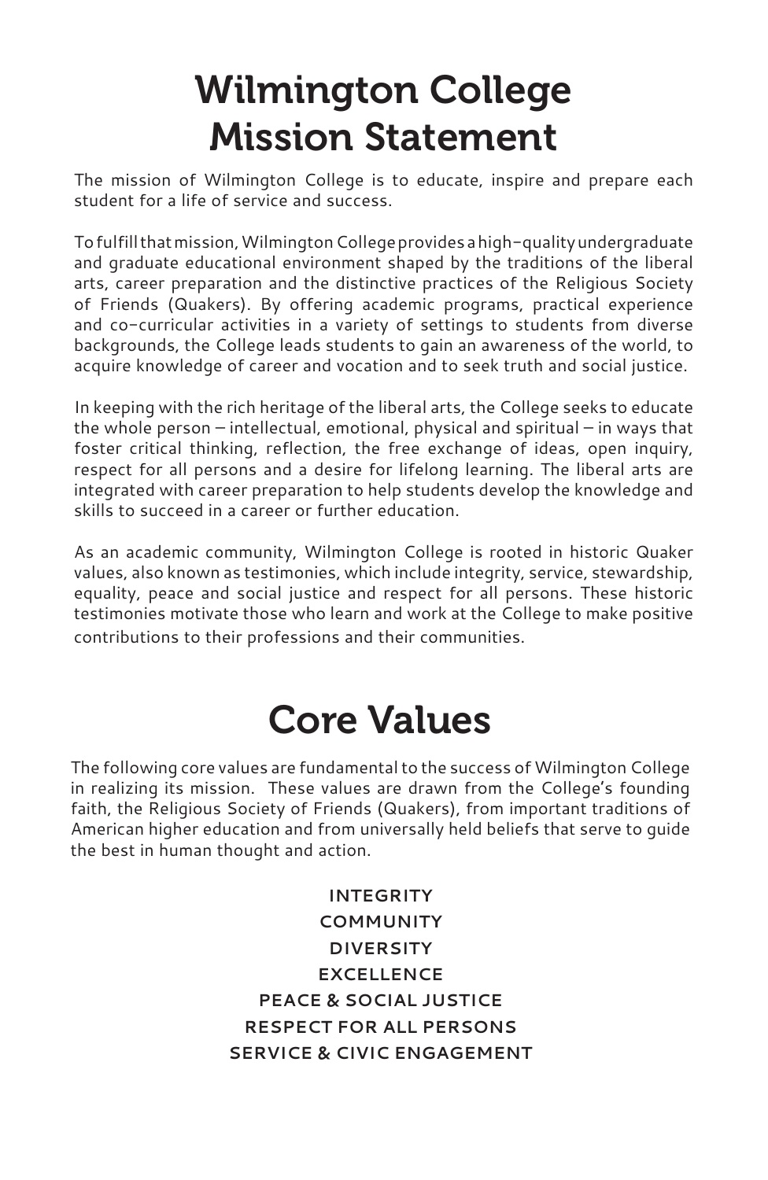# Wilmington College Mission Statement

The mission of Wilmington College is to educate, inspire and prepare each student for a life of service and success.

To fulfill that mission, Wilmington College provides a high-quality undergraduate and graduate educational environment shaped by the traditions of the liberal arts, career preparation and the distinctive practices of the Religious Society of Friends (Quakers). By offering academic programs, practical experience and co-curricular activities in a variety of settings to students from diverse backgrounds, the College leads students to gain an awareness of the world, to acquire knowledge of career and vocation and to seek truth and social justice.

In keeping with the rich heritage of the liberal arts, the College seeks to educate the whole person – intellectual, emotional, physical and spiritual – in ways that foster critical thinking, reflection, the free exchange of ideas, open inquiry, respect for all persons and a desire for lifelong learning. The liberal arts are integrated with career preparation to help students develop the knowledge and skills to succeed in a career or further education.

As an academic community, Wilmington College is rooted in historic Quaker values, also known as testimonies, which include integrity, service, stewardship, equality, peace and social justice and respect for all persons. These historic testimonies motivate those who learn and work at the College to make positive contributions to their professions and their communities.

# Core Values

The following core values are fundamental to the success of Wilmington College in realizing its mission. These values are drawn from the College's founding faith, the Religious Society of Friends (Quakers), from important traditions of American higher education and from universally held beliefs that serve to guide the best in human thought and action.

**INTEGRITY**
**COMMUNITY**
**DIVERSITY**
**EXCELLENCE**
**PEACE & SOCIAL JUSTICE**
**RESPECT FOR ALL PERSONS**
**SERVICE & CIVIC ENGAGEMENT**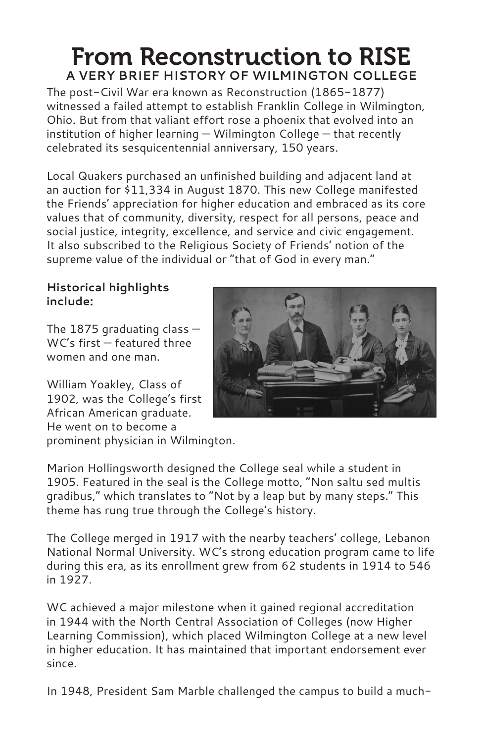# From Reconstruction to RISE

## A VERY BRIEF HISTORY OF WILMINGTON COLLEGE

The post-Civil War era known as Reconstruction (1865-1877) witnessed a failed attempt to establish Franklin College in Wilmington, Ohio. But from that valiant effort rose a phoenix that evolved into an institution of higher learning — Wilmington College — that recently celebrated its sesquicentennial anniversary, 150 years.

Local Quakers purchased an unfinished building and adjacent land at an auction for $11,334 in August 1870. This new College manifested the Friends' appreciation for higher education and embraced as its core values that of community, diversity, respect for all persons, peace and social justice, integrity, excellence, and service and civic engagement. It also subscribed to the Religious Society of Friends' notion of the supreme value of the individual or "that of God in every man."

**Historical highlights include:**

The 1875 graduating class — WC's first — featured three women and one man.

William Yoakley, Class of 1902, was the College's first African American graduate. He went on to become a prominent physician in Wilmington.

Marion Hollingsworth designed the College seal while a student in 1905. Featured in the seal is the College motto, "Non saltu sed multis gradibus," which translates to "Not by a leap but by many steps." This theme has rung true through the College's history.

The College merged in 1917 with the nearby teachers' college, Lebanon National Normal University. WC's strong education program came to life during this era, as its enrollment grew from 62 students in 1914 to 546 in 1927.

WC achieved a major milestone when it gained regional accreditation in 1944 with the North Central Association of Colleges (now Higher Learning Commission), which placed Wilmington College at a new level in higher education. It has maintained that important endorsement ever since.

In 1948, President Sam Marble challenged the campus to build a much-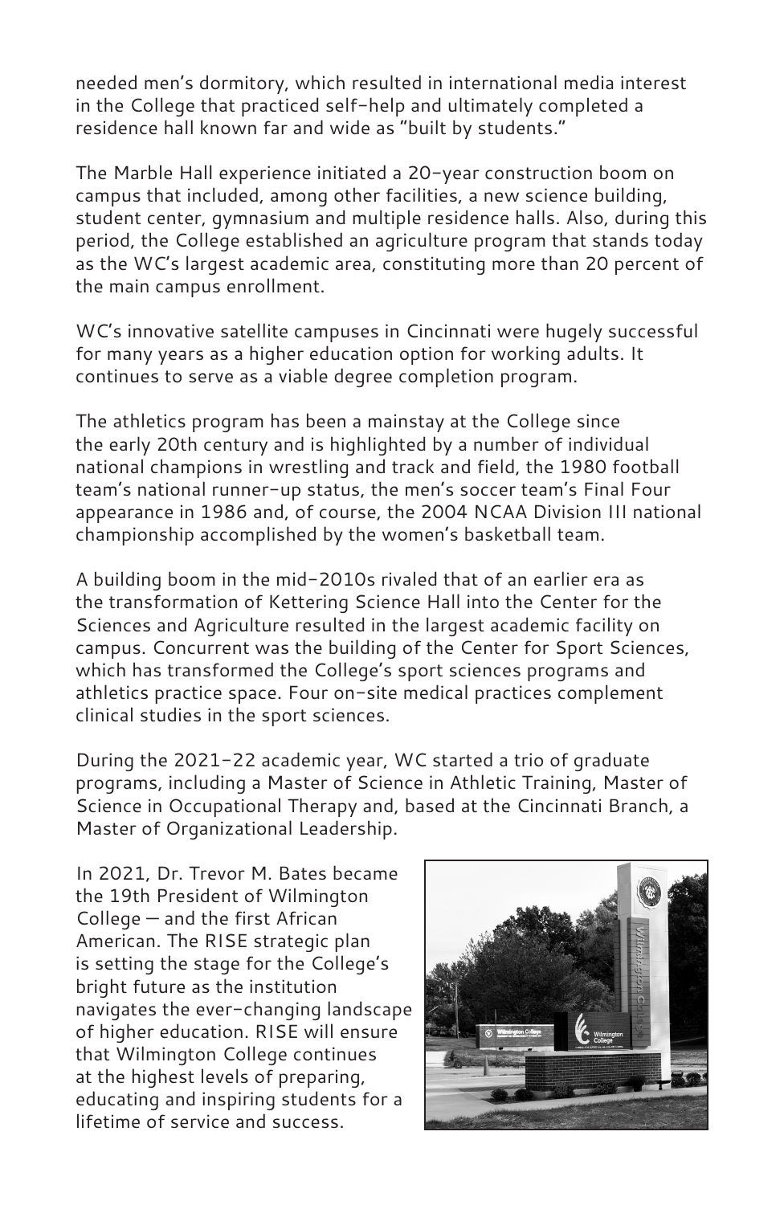needed men's dormitory, which resulted in international media interest in the College that practiced self-help and ultimately completed a residence hall known far and wide as "built by students."

The Marble Hall experience initiated a 20-year construction boom on campus that included, among other facilities, a new science building, student center, gymnasium and multiple residence halls. Also, during this period, the College established an agriculture program that stands today as the WC's largest academic area, constituting more than 20 percent of the main campus enrollment.

WC's innovative satellite campuses in Cincinnati were hugely successful for many years as a higher education option for working adults. It continues to serve as a viable degree completion program.

The athletics program has been a mainstay at the College since the early 20th century and is highlighted by a number of individual national champions in wrestling and track and field, the 1980 football team's national runner-up status, the men's soccer team's Final Four appearance in 1986 and, of course, the 2004 NCAA Division III national championship accomplished by the women's basketball team.

A building boom in the mid-2010s rivaled that of an earlier era as the transformation of Kettering Science Hall into the Center for the Sciences and Agriculture resulted in the largest academic facility on campus. Concurrent was the building of the Center for Sport Sciences, which has transformed the College's sport sciences programs and athletics practice space. Four on-site medical practices complement clinical studies in the sport sciences.

During the 2021-22 academic year, WC started a trio of graduate programs, including a Master of Science in Athletic Training, Master of Science in Occupational Therapy and, based at the Cincinnati Branch, a Master of Organizational Leadership.

In 2021, Dr. Trevor M. Bates became the 19th President of Wilmington College — and the first African American. The RISE strategic plan is setting the stage for the College's bright future as the institution navigates the ever-changing landscape of higher education. RISE will ensure that Wilmington College continues at the highest levels of preparing, educating and inspiring students for a lifetime of service and success.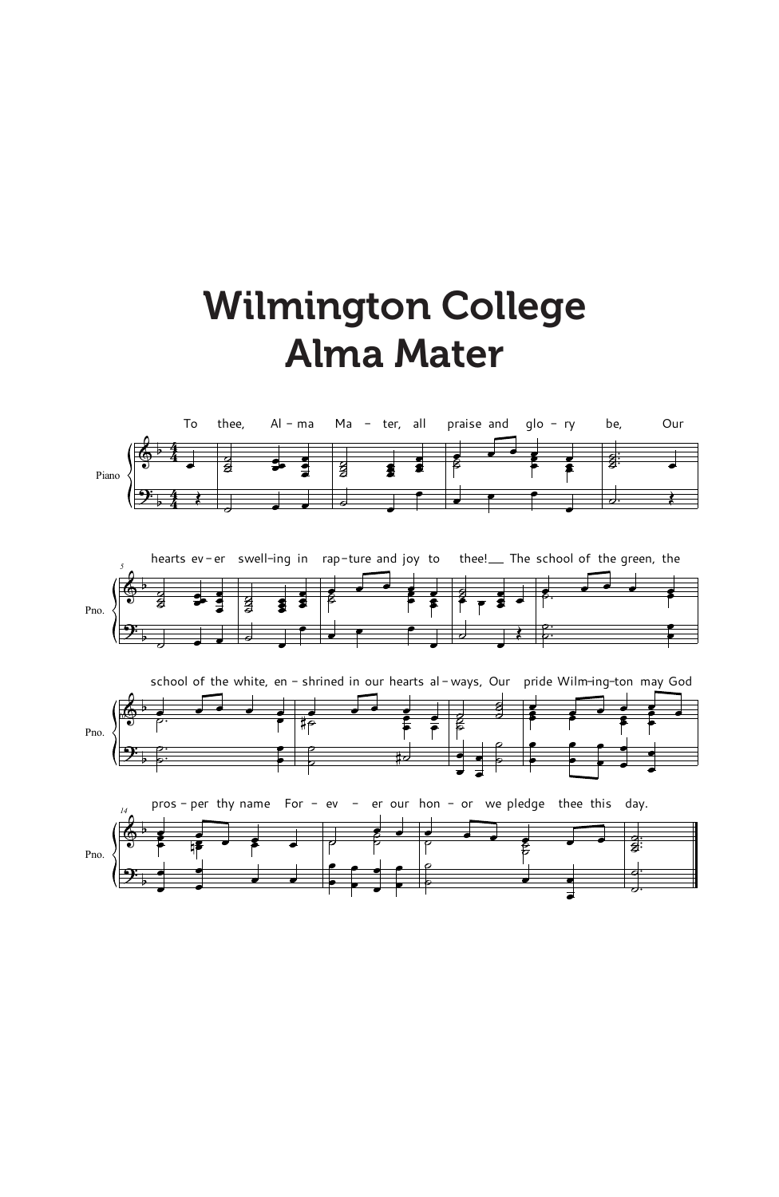# Wilmington College Alma Mater

To thee, Alma Mater, all praise and glory be,
Our hearts ever swelling in rapture and joy to thee!
The school of the green, the school of the white, enshrined in our hearts always,
Our pride Wilmington may God prosper thy name
Forever our honor we pledge thee this day.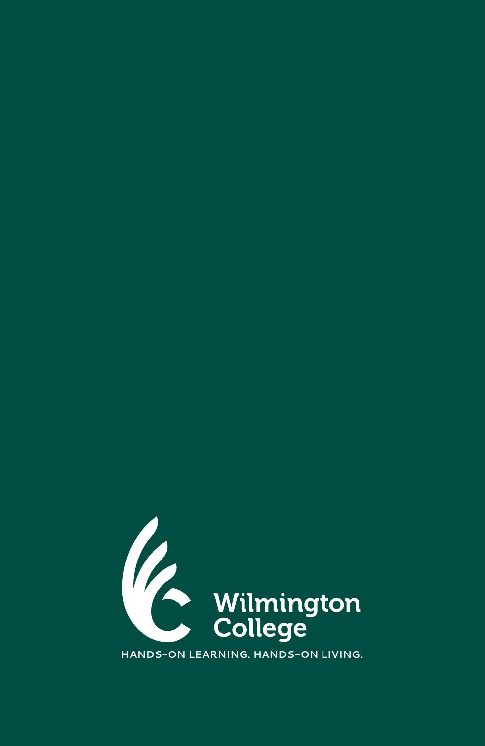Wilmington College

HANDS-ON LEARNING. HANDS-ON LIVING.